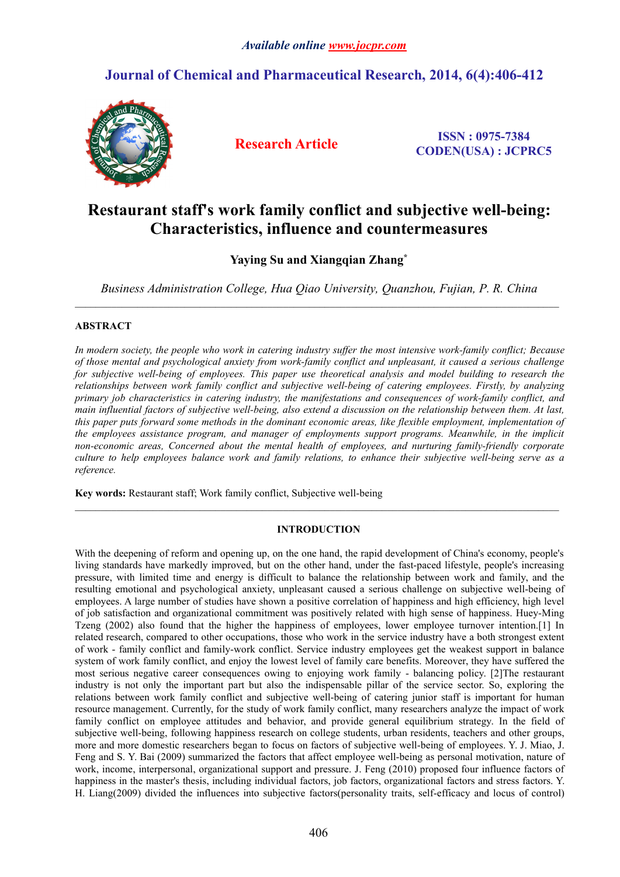*Available online www.jocpr.com*

**Journal of Chemical and Pharmaceutical Research, 2014, 6(4):406-412**

**Research Article**

**ISSN : 0975-7384**
**CODEN(USA) : JCPRC5**

# Restaurant staff's work family conflict and subjective well-being: Characteristics, influence and countermeasures

**Yaying Su and Xiangqian Zhang***

*Business Administration College, Hua Qiao University, Quanzhou, Fujian, P. R. China*

---

## ABSTRACT

*In modern society, the people who work in catering industry suffer the most intensive work-family conflict; Because of those mental and psychological anxiety from work-family conflict and unpleasant, it caused a serious challenge for subjective well-being of employees. This paper use theoretical analysis and model building to research the relationships between work family conflict and subjective well-being of catering employees. Firstly, by analyzing primary job characteristics in catering industry, the manifestations and consequences of work-family conflict, and main influential factors of subjective well-being, also extend a discussion on the relationship between them. At last, this paper puts forward some methods in the dominant economic areas, like flexible employment, implementation of the employees assistance program, and manager of employments support programs. Meanwhile, in the implicit non-economic areas, Concerned about the mental health of employees, and nurturing family-friendly corporate culture to help employees balance work and family relations, to enhance their subjective well-being serve as a reference.*

**Key words:** Restaurant staff; Work family conflict, Subjective well-being

---

## INTRODUCTION

With the deepening of reform and opening up, on the one hand, the rapid development of China's economy, people's living standards have markedly improved, but on the other hand, under the fast-paced lifestyle, people's increasing pressure, with limited time and energy is difficult to balance the relationship between work and family, and the resulting emotional and psychological anxiety, unpleasant caused a serious challenge on subjective well-being of employees. A large number of studies have shown a positive correlation of happiness and high efficiency, high level of job satisfaction and organizational commitment was positively related with high sense of happiness. Huey-Ming Tzeng (2002) also found that the higher the happiness of employees, lower employee turnover intention.[1] In related research, compared to other occupations, those who work in the service industry have a both strongest extent of work - family conflict and family-work conflict. Service industry employees get the weakest support in balance system of work family conflict, and enjoy the lowest level of family care benefits. Moreover, they have suffered the most serious negative career consequences owing to enjoying work family - balancing policy. [2]The restaurant industry is not only the important part but also the indispensable pillar of the service sector. So, exploring the relations between work family conflict and subjective well-being of catering junior staff is important for human resource management. Currently, for the study of work family conflict, many researchers analyze the impact of work family conflict on employee attitudes and behavior, and provide general equilibrium strategy. In the field of subjective well-being, following happiness research on college students, urban residents, teachers and other groups, more and more domestic researchers began to focus on factors of subjective well-being of employees. Y. J. Miao, J. Feng and S. Y. Bai (2009) summarized the factors that affect employee well-being as personal motivation, nature of work, income, interpersonal, organizational support and pressure. J. Feng (2010) proposed four influence factors of happiness in the master's thesis, including individual factors, job factors, organizational factors and stress factors. Y. H. Liang(2009) divided the influences into subjective factors(personality traits, self-efficacy and locus of control)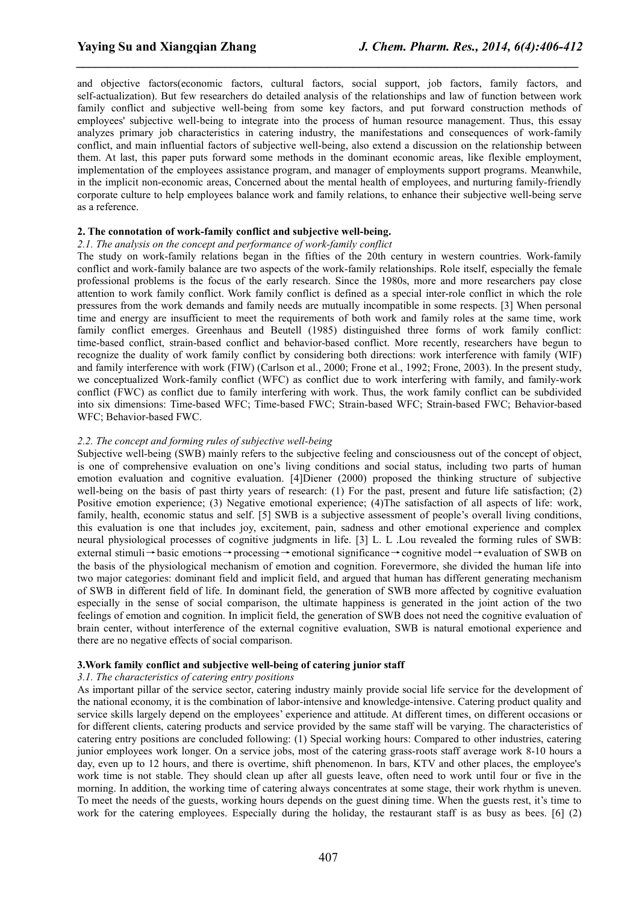and objective factors(economic factors, cultural factors, social support, job factors, family factors, and self-actualization). But few researchers do detailed analysis of the relationships and law of function between work family conflict and subjective well-being from some key factors, and put forward construction methods of employees' subjective well-being to integrate into the process of human resource management. Thus, this essay analyzes primary job characteristics in catering industry, the manifestations and consequences of work-family conflict, and main influential factors of subjective well-being, also extend a discussion on the relationship between them. At last, this paper puts forward some methods in the dominant economic areas, like flexible employment, implementation of the employees assistance program, and manager of employments support programs. Meanwhile, in the implicit non-economic areas, Concerned about the mental health of employees, and nurturing family-friendly corporate culture to help employees balance work and family relations, to enhance their subjective well-being serve as a reference.

**2. The connotation of work-family conflict and subjective well-being.**

*2.1. The analysis on the concept and performance of work-family conflict*

The study on work-family relations began in the fifties of the 20th century in western countries. Work-family conflict and work-family balance are two aspects of the work-family relationships. Role itself, especially the female professional problems is the focus of the early research. Since the 1980s, more and more researchers pay close attention to work family conflict. Work family conflict is defined as a special inter-role conflict in which the role pressures from the work demands and family needs are mutually incompatible in some respects. [3] When personal time and energy are insufficient to meet the requirements of both work and family roles at the same time, work family conflict emerges. Greenhaus and Beutell (1985) distinguished three forms of work family conflict: time-based conflict, strain-based conflict and behavior-based conflict. More recently, researchers have begun to recognize the duality of work family conflict by considering both directions: work interference with family (WIF) and family interference with work (FIW) (Carlson et al., 2000; Frone et al., 1992; Frone, 2003). In the present study, we conceptualized Work-family conflict (WFC) as conflict due to work interfering with family, and family-work conflict (FWC) as conflict due to family interfering with work. Thus, the work family conflict can be subdivided into six dimensions: Time-based WFC; Time-based FWC; Strain-based WFC; Strain-based FWC; Behavior-based WFC; Behavior-based FWC.

*2.2. The concept and forming rules of subjective well-being*

Subjective well-being (SWB) mainly refers to the subjective feeling and consciousness out of the concept of object, is one of comprehensive evaluation on one's living conditions and social status, including two parts of human emotion evaluation and cognitive evaluation. [4]Diener (2000) proposed the thinking structure of subjective well-being on the basis of past thirty years of research: (1) For the past, present and future life satisfaction; (2) Positive emotion experience; (3) Negative emotional experience; (4)The satisfaction of all aspects of life: work, family, health, economic status and self. [5] SWB is a subjective assessment of people's overall living conditions, this evaluation is one that includes joy, excitement, pain, sadness and other emotional experience and complex neural physiological processes of cognitive judgments in life. [3] L. L .Lou revealed the forming rules of SWB: external stimuli→basic emotions→processing→emotional significance→cognitive model→evaluation of SWB on the basis of the physiological mechanism of emotion and cognition. Forevermore, she divided the human life into two major categories: dominant field and implicit field, and argued that human has different generating mechanism of SWB in different field of life. In dominant field, the generation of SWB more affected by cognitive evaluation especially in the sense of social comparison, the ultimate happiness is generated in the joint action of the two feelings of emotion and cognition. In implicit field, the generation of SWB does not need the cognitive evaluation of brain center, without interference of the external cognitive evaluation, SWB is natural emotional experience and there are no negative effects of social comparison.

**3.Work family conflict and subjective well-being of catering junior staff**

*3.1. The characteristics of catering entry positions*

As important pillar of the service sector, catering industry mainly provide social life service for the development of the national economy, it is the combination of labor-intensive and knowledge-intensive. Catering product quality and service skills largely depend on the employees' experience and attitude. At different times, on different occasions or for different clients, catering products and service provided by the same staff will be varying. The characteristics of catering entry positions are concluded following: (1) Special working hours: Compared to other industries, catering junior employees work longer. On a service jobs, most of the catering grass-roots staff average work 8-10 hours a day, even up to 12 hours, and there is overtime, shift phenomenon. In bars, KTV and other places, the employee's work time is not stable. They should clean up after all guests leave, often need to work until four or five in the morning. In addition, the working time of catering always concentrates at some stage, their work rhythm is uneven. To meet the needs of the guests, working hours depends on the guest dining time. When the guests rest, it's time to work for the catering employees. Especially during the holiday, the restaurant staff is as busy as bees. [6] (2)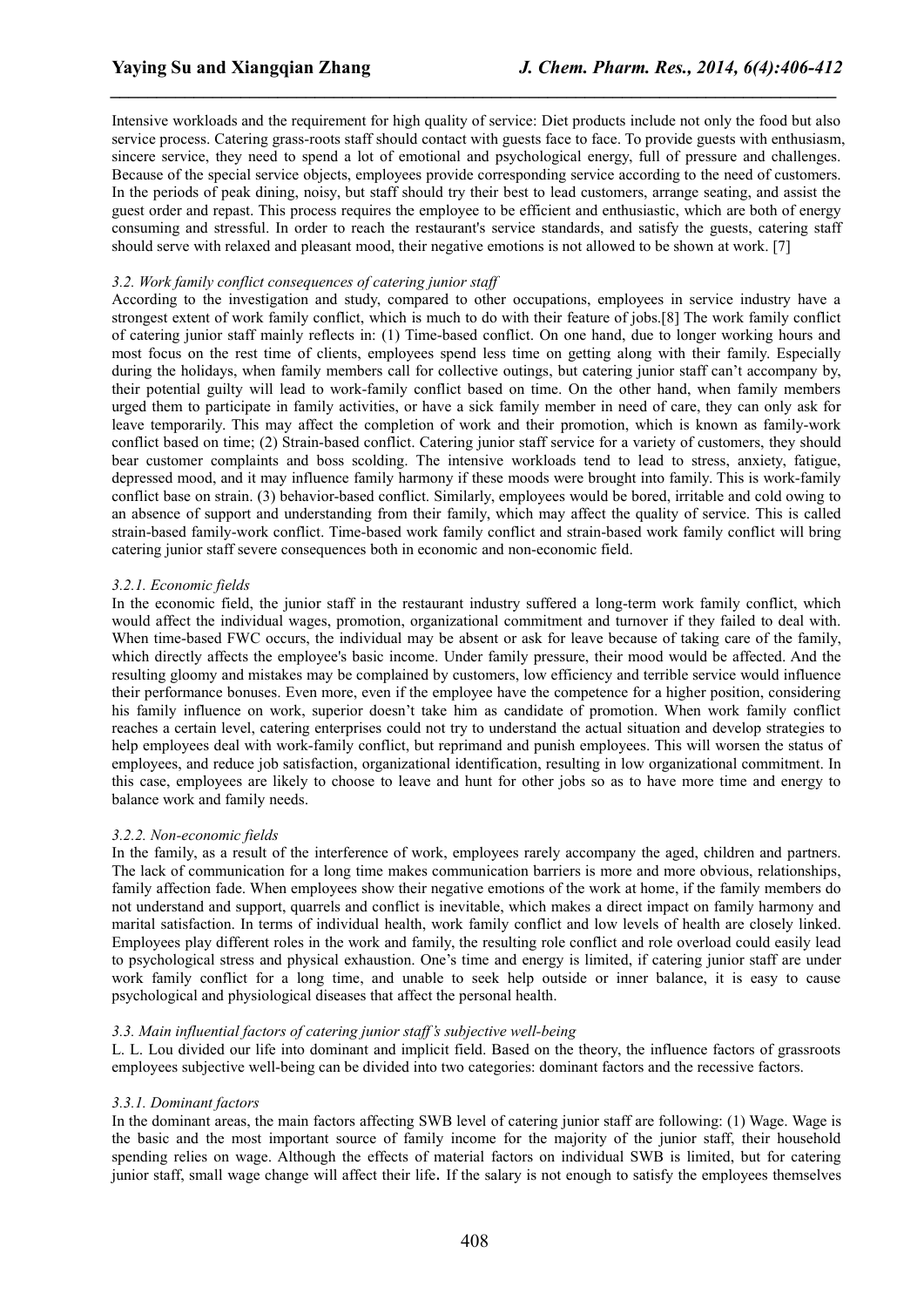Intensive workloads and the requirement for high quality of service: Diet products include not only the food but also service process. Catering grass-roots staff should contact with guests face to face. To provide guests with enthusiasm, sincere service, they need to spend a lot of emotional and psychological energy, full of pressure and challenges. Because of the special service objects, employees provide corresponding service according to the need of customers. In the periods of peak dining, noisy, but staff should try their best to lead customers, arrange seating, and assist the guest order and repast. This process requires the employee to be efficient and enthusiastic, which are both of energy consuming and stressful. In order to reach the restaurant's service standards, and satisfy the guests, catering staff should serve with relaxed and pleasant mood, their negative emotions is not allowed to be shown at work. [7]

### *3.2. Work family conflict consequences of catering junior staff*

According to the investigation and study, compared to other occupations, employees in service industry have a strongest extent of work family conflict, which is much to do with their feature of jobs.[8] The work family conflict of catering junior staff mainly reflects in: (1) Time-based conflict. On one hand, due to longer working hours and most focus on the rest time of clients, employees spend less time on getting along with their family. Especially during the holidays, when family members call for collective outings, but catering junior staff can't accompany by, their potential guilty will lead to work-family conflict based on time. On the other hand, when family members urged them to participate in family activities, or have a sick family member in need of care, they can only ask for leave temporarily. This may affect the completion of work and their promotion, which is known as family-work conflict based on time; (2) Strain-based conflict. Catering junior staff service for a variety of customers, they should bear customer complaints and boss scolding. The intensive workloads tend to lead to stress, anxiety, fatigue, depressed mood, and it may influence family harmony if these moods were brought into family. This is work-family conflict base on strain. (3) behavior-based conflict. Similarly, employees would be bored, irritable and cold owing to an absence of support and understanding from their family, which may affect the quality of service. This is called strain-based family-work conflict. Time-based work family conflict and strain-based work family conflict will bring catering junior staff severe consequences both in economic and non-economic field.

#### *3.2.1. Economic fields*

In the economic field, the junior staff in the restaurant industry suffered a long-term work family conflict, which would affect the individual wages, promotion, organizational commitment and turnover if they failed to deal with. When time-based FWC occurs, the individual may be absent or ask for leave because of taking care of the family, which directly affects the employee's basic income. Under family pressure, their mood would be affected. And the resulting gloomy and mistakes may be complained by customers, low efficiency and terrible service would influence their performance bonuses. Even more, even if the employee have the competence for a higher position, considering his family influence on work, superior doesn't take him as candidate of promotion. When work family conflict reaches a certain level, catering enterprises could not try to understand the actual situation and develop strategies to help employees deal with work-family conflict, but reprimand and punish employees. This will worsen the status of employees, and reduce job satisfaction, organizational identification, resulting in low organizational commitment. In this case, employees are likely to choose to leave and hunt for other jobs so as to have more time and energy to balance work and family needs.

#### *3.2.2. Non-economic fields*

In the family, as a result of the interference of work, employees rarely accompany the aged, children and partners. The lack of communication for a long time makes communication barriers is more and more obvious, relationships, family affection fade. When employees show their negative emotions of the work at home, if the family members do not understand and support, quarrels and conflict is inevitable, which makes a direct impact on family harmony and marital satisfaction. In terms of individual health, work family conflict and low levels of health are closely linked. Employees play different roles in the work and family, the resulting role conflict and role overload could easily lead to psychological stress and physical exhaustion. One's time and energy is limited, if catering junior staff are under work family conflict for a long time, and unable to seek help outside or inner balance, it is easy to cause psychological and physiological diseases that affect the personal health.

### *3.3. Main influential factors of catering junior staff's subjective well-being*

L. L. Lou divided our life into dominant and implicit field. Based on the theory, the influence factors of grassroots employees subjective well-being can be divided into two categories: dominant factors and the recessive factors.

#### *3.3.1. Dominant factors*

In the dominant areas, the main factors affecting SWB level of catering junior staff are following: (1) Wage. Wage is the basic and the most important source of family income for the majority of the junior staff, their household spending relies on wage. Although the effects of material factors on individual SWB is limited, but for catering junior staff, small wage change will affect their life**.** If the salary is not enough to satisfy the employees themselves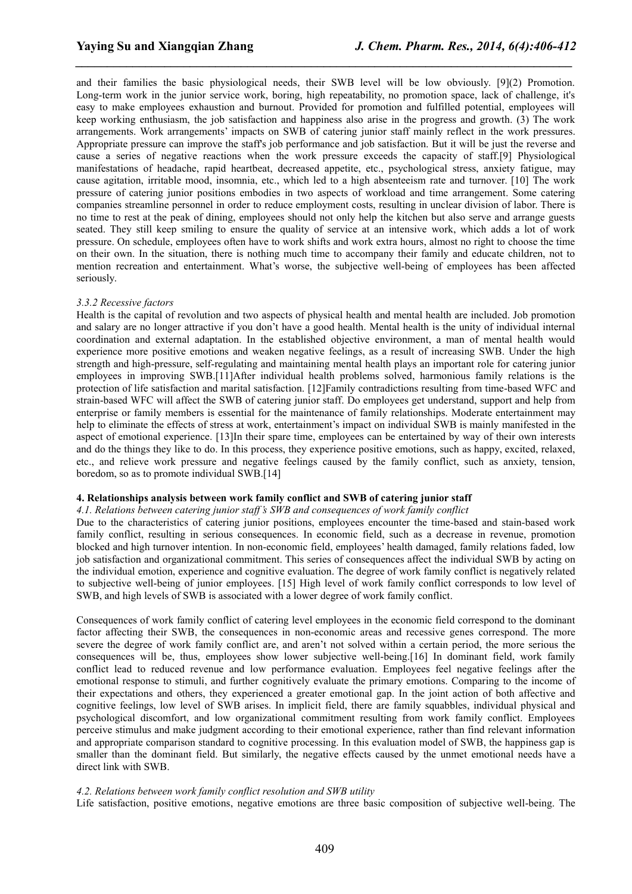and their families the basic physiological needs, their SWB level will be low obviously. [9](2) Promotion. Long-term work in the junior service work, boring, high repeatability, no promotion space, lack of challenge, it's easy to make employees exhaustion and burnout. Provided for promotion and fulfilled potential, employees will keep working enthusiasm, the job satisfaction and happiness also arise in the progress and growth. (3) The work arrangements. Work arrangements' impacts on SWB of catering junior staff mainly reflect in the work pressures. Appropriate pressure can improve the staff's job performance and job satisfaction. But it will be just the reverse and cause a series of negative reactions when the work pressure exceeds the capacity of staff.[9] Physiological manifestations of headache, rapid heartbeat, decreased appetite, etc., psychological stress, anxiety fatigue, may cause agitation, irritable mood, insomnia, etc., which led to a high absenteeism rate and turnover. [10] The work pressure of catering junior positions embodies in two aspects of workload and time arrangement. Some catering companies streamline personnel in order to reduce employment costs, resulting in unclear division of labor. There is no time to rest at the peak of dining, employees should not only help the kitchen but also serve and arrange guests seated. They still keep smiling to ensure the quality of service at an intensive work, which adds a lot of work pressure. On schedule, employees often have to work shifts and work extra hours, almost no right to choose the time on their own. In the situation, there is nothing much time to accompany their family and educate children, not to mention recreation and entertainment. What's worse, the subjective well-being of employees has been affected seriously.

*3.3.2 Recessive factors*

Health is the capital of revolution and two aspects of physical health and mental health are included. Job promotion and salary are no longer attractive if you don't have a good health. Mental health is the unity of individual internal coordination and external adaptation. In the established objective environment, a man of mental health would experience more positive emotions and weaken negative feelings, as a result of increasing SWB. Under the high strength and high-pressure, self-regulating and maintaining mental health plays an important role for catering junior employees in improving SWB.[11]After individual health problems solved, harmonious family relations is the protection of life satisfaction and marital satisfaction. [12]Family contradictions resulting from time-based WFC and strain-based WFC will affect the SWB of catering junior staff. Do employees get understand, support and help from enterprise or family members is essential for the maintenance of family relationships. Moderate entertainment may help to eliminate the effects of stress at work, entertainment's impact on individual SWB is mainly manifested in the aspect of emotional experience. [13]In their spare time, employees can be entertained by way of their own interests and do the things they like to do. In this process, they experience positive emotions, such as happy, excited, relaxed, etc., and relieve work pressure and negative feelings caused by the family conflict, such as anxiety, tension, boredom, so as to promote individual SWB.[14]

**4. Relationships analysis between work family conflict and SWB of catering junior staff**

*4.1. Relations between catering junior staff's SWB and consequences of work family conflict*

Due to the characteristics of catering junior positions, employees encounter the time-based and stain-based work family conflict, resulting in serious consequences. In economic field, such as a decrease in revenue, promotion blocked and high turnover intention. In non-economic field, employees' health damaged, family relations faded, low job satisfaction and organizational commitment. This series of consequences affect the individual SWB by acting on the individual emotion, experience and cognitive evaluation. The degree of work family conflict is negatively related to subjective well-being of junior employees. [15] High level of work family conflict corresponds to low level of SWB, and high levels of SWB is associated with a lower degree of work family conflict.

Consequences of work family conflict of catering level employees in the economic field correspond to the dominant factor affecting their SWB, the consequences in non-economic areas and recessive genes correspond. The more severe the degree of work family conflict are, and aren't not solved within a certain period, the more serious the consequences will be, thus, employees show lower subjective well-being.[16] In dominant field, work family conflict lead to reduced revenue and low performance evaluation. Employees feel negative feelings after the emotional response to stimuli, and further cognitively evaluate the primary emotions. Comparing to the income of their expectations and others, they experienced a greater emotional gap. In the joint action of both affective and cognitive feelings, low level of SWB arises. In implicit field, there are family squabbles, individual physical and psychological discomfort, and low organizational commitment resulting from work family conflict. Employees perceive stimulus and make judgment according to their emotional experience, rather than find relevant information and appropriate comparison standard to cognitive processing. In this evaluation model of SWB, the happiness gap is smaller than the dominant field. But similarly, the negative effects caused by the unmet emotional needs have a direct link with SWB.

*4.2. Relations between work family conflict resolution and SWB utility*

Life satisfaction, positive emotions, negative emotions are three basic composition of subjective well-being. The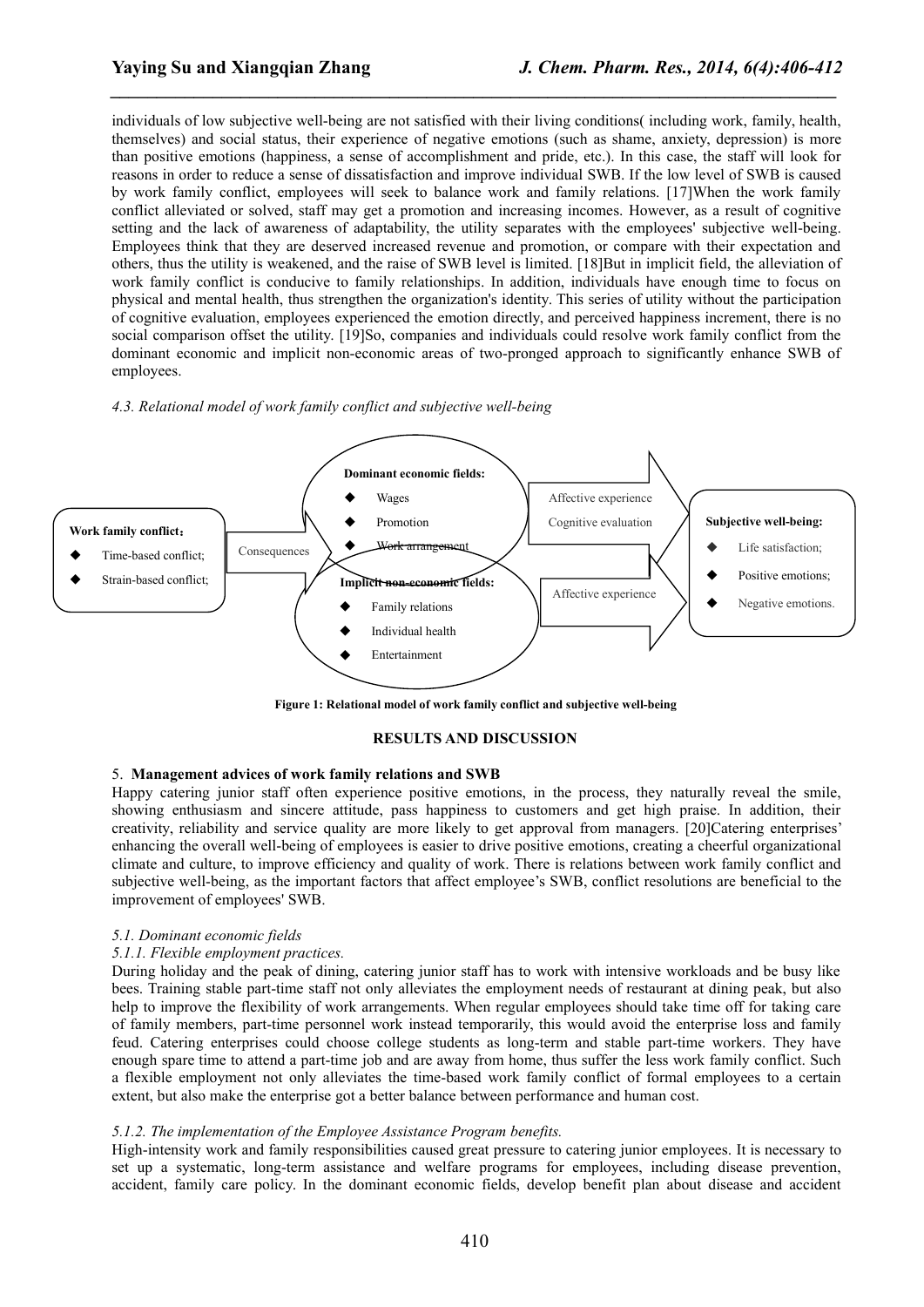individuals of low subjective well-being are not satisfied with their living conditions( including work, family, health, themselves) and social status, their experience of negative emotions (such as shame, anxiety, depression) is more than positive emotions (happiness, a sense of accomplishment and pride, etc.). In this case, the staff will look for reasons in order to reduce a sense of dissatisfaction and improve individual SWB. If the low level of SWB is caused by work family conflict, employees will seek to balance work and family relations. [17]When the work family conflict alleviated or solved, staff may get a promotion and increasing incomes. However, as a result of cognitive setting and the lack of awareness of adaptability, the utility separates with the employees' subjective well-being. Employees think that they are deserved increased revenue and promotion, or compare with their expectation and others, thus the utility is weakened, and the raise of SWB level is limited. [18]But in implicit field, the alleviation of work family conflict is conducive to family relationships. In addition, individuals have enough time to focus on physical and mental health, thus strengthen the organization's identity. This series of utility without the participation of cognitive evaluation, employees experienced the emotion directly, and perceived happiness increment, there is no social comparison offset the utility. [19]So, companies and individuals could resolve work family conflict from the dominant economic and implicit non-economic areas of two-pronged approach to significantly enhance SWB of employees.

*4.3. Relational model of work family conflict and subjective well-being*

**Work family conflict：**
- Time-based conflict;
- Strain-based conflict;

Consequences

**Dominant economic fields:**
- Wages
- Promotion
- Work arrangement

**Implicit non-economic fields:**
- Family relations
- Individual health
- Entertainment

Affective experience
Cognitive evaluation

Affective experience

**Subjective well-being:**
- Life satisfaction;
- Positive emotions;
- Negative emotions.

**Figure 1: Relational model of work family conflict and subjective well-being**

## RESULTS AND DISCUSSION

### 5. Management advices of work family relations and SWB

Happy catering junior staff often experience positive emotions, in the process, they naturally reveal the smile, showing enthusiasm and sincere attitude, pass happiness to customers and get high praise. In addition, their creativity, reliability and service quality are more likely to get approval from managers. [20]Catering enterprises' enhancing the overall well-being of employees is easier to drive positive emotions, creating a cheerful organizational climate and culture, to improve efficiency and quality of work. There is relations between work family conflict and subjective well-being, as the important factors that affect employee's SWB, conflict resolutions are beneficial to the improvement of employees' SWB.

*5.1. Dominant economic fields*

*5.1.1. Flexible employment practices.*

During holiday and the peak of dining, catering junior staff has to work with intensive workloads and be busy like bees. Training stable part-time staff not only alleviates the employment needs of restaurant at dining peak, but also help to improve the flexibility of work arrangements. When regular employees should take time off for taking care of family members, part-time personnel work instead temporarily, this would avoid the enterprise loss and family feud. Catering enterprises could choose college students as long-term and stable part-time workers. They have enough spare time to attend a part-time job and are away from home, thus suffer the less work family conflict. Such a flexible employment not only alleviates the time-based work family conflict of formal employees to a certain extent, but also make the enterprise got a better balance between performance and human cost.

*5.1.2. The implementation of the Employee Assistance Program benefits.*

High-intensity work and family responsibilities caused great pressure to catering junior employees. It is necessary to set up a systematic, long-term assistance and welfare programs for employees, including disease prevention, accident, family care policy. In the dominant economic fields, develop benefit plan about disease and accident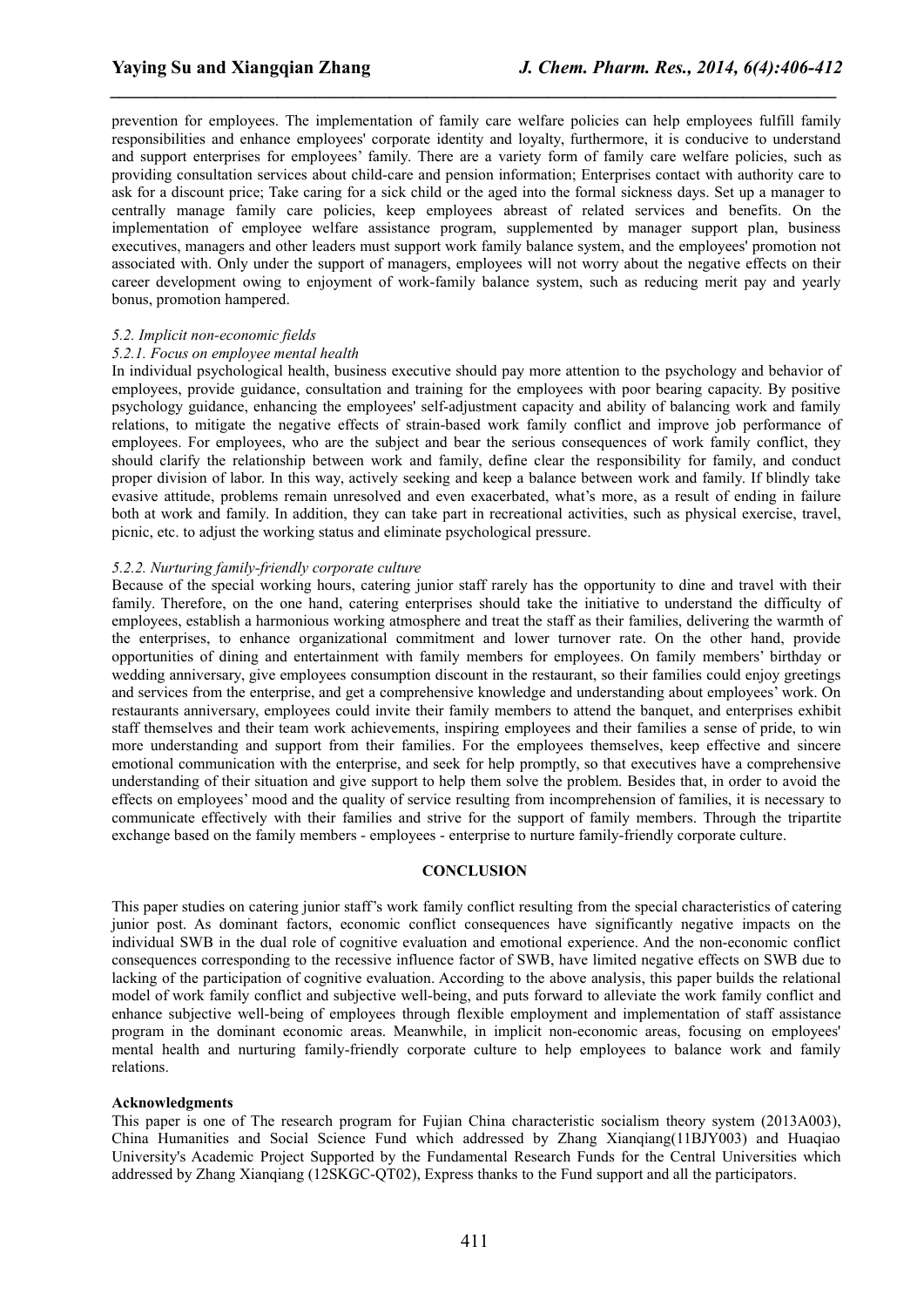prevention for employees. The implementation of family care welfare policies can help employees fulfill family responsibilities and enhance employees' corporate identity and loyalty, furthermore, it is conducive to understand and support enterprises for employees' family. There are a variety form of family care welfare policies, such as providing consultation services about child-care and pension information; Enterprises contact with authority care to ask for a discount price; Take caring for a sick child or the aged into the formal sickness days. Set up a manager to centrally manage family care policies, keep employees abreast of related services and benefits. On the implementation of employee welfare assistance program, supplemented by manager support plan, business executives, managers and other leaders must support work family balance system, and the employees' promotion not associated with. Only under the support of managers, employees will not worry about the negative effects on their career development owing to enjoyment of work-family balance system, such as reducing merit pay and yearly bonus, promotion hampered.

*5.2. Implicit non-economic fields*

*5.2.1. Focus on employee mental health*

In individual psychological health, business executive should pay more attention to the psychology and behavior of employees, provide guidance, consultation and training for the employees with poor bearing capacity. By positive psychology guidance, enhancing the employees' self-adjustment capacity and ability of balancing work and family relations, to mitigate the negative effects of strain-based work family conflict and improve job performance of employees. For employees, who are the subject and bear the serious consequences of work family conflict, they should clarify the relationship between work and family, define clear the responsibility for family, and conduct proper division of labor. In this way, actively seeking and keep a balance between work and family. If blindly take evasive attitude, problems remain unresolved and even exacerbated, what's more, as a result of ending in failure both at work and family. In addition, they can take part in recreational activities, such as physical exercise, travel, picnic, etc. to adjust the working status and eliminate psychological pressure.

*5.2.2. Nurturing family-friendly corporate culture*

Because of the special working hours, catering junior staff rarely has the opportunity to dine and travel with their family. Therefore, on the one hand, catering enterprises should take the initiative to understand the difficulty of employees, establish a harmonious working atmosphere and treat the staff as their families, delivering the warmth of the enterprises, to enhance organizational commitment and lower turnover rate. On the other hand, provide opportunities of dining and entertainment with family members for employees. On family members' birthday or wedding anniversary, give employees consumption discount in the restaurant, so their families could enjoy greetings and services from the enterprise, and get a comprehensive knowledge and understanding about employees' work. On restaurants anniversary, employees could invite their family members to attend the banquet, and enterprises exhibit staff themselves and their team work achievements, inspiring employees and their families a sense of pride, to win more understanding and support from their families. For the employees themselves, keep effective and sincere emotional communication with the enterprise, and seek for help promptly, so that executives have a comprehensive understanding of their situation and give support to help them solve the problem. Besides that, in order to avoid the effects on employees' mood and the quality of service resulting from incomprehension of families, it is necessary to communicate effectively with their families and strive for the support of family members. Through the tripartite exchange based on the family members - employees - enterprise to nurture family-friendly corporate culture.

## CONCLUSION

This paper studies on catering junior staff's work family conflict resulting from the special characteristics of catering junior post. As dominant factors, economic conflict consequences have significantly negative impacts on the individual SWB in the dual role of cognitive evaluation and emotional experience. And the non-economic conflict consequences corresponding to the recessive influence factor of SWB, have limited negative effects on SWB due to lacking of the participation of cognitive evaluation. According to the above analysis, this paper builds the relational model of work family conflict and subjective well-being, and puts forward to alleviate the work family conflict and enhance subjective well-being of employees through flexible employment and implementation of staff assistance program in the dominant economic areas. Meanwhile, in implicit non-economic areas, focusing on employees' mental health and nurturing family-friendly corporate culture to help employees to balance work and family relations.

**Acknowledgments**

This paper is one of The research program for Fujian China characteristic socialism theory system (2013A003), China Humanities and Social Science Fund which addressed by Zhang Xianqiang(11BJY003) and Huaqiao University's Academic Project Supported by the Fundamental Research Funds for the Central Universities which addressed by Zhang Xianqiang (12SKGC-QT02), Express thanks to the Fund support and all the participators.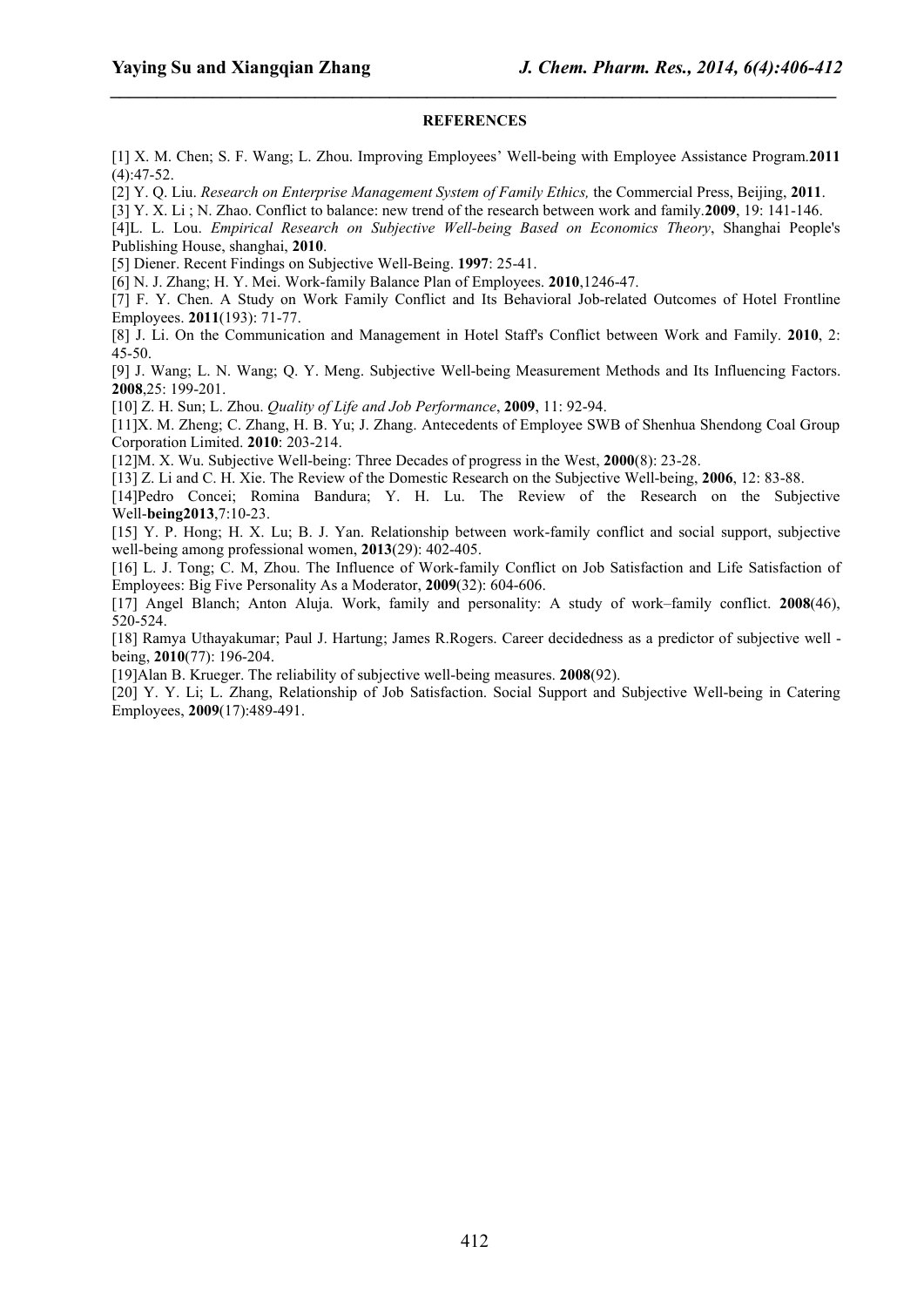### REFERENCES

[1] X. M. Chen; S. F. Wang; L. Zhou. Improving Employees' Well-being with Employee Assistance Program.**2011** (4):47-52.

[2] Y. Q. Liu. *Research on Enterprise Management System of Family Ethics,* the Commercial Press, Beijing, **2011**.

[3] Y. X. Li ; N. Zhao. Conflict to balance: new trend of the research between work and family.**2009**, 19: 141-146.

[4]L. L. Lou. *Empirical Research on Subjective Well-being Based on Economics Theory*, Shanghai People's Publishing House, shanghai, **2010**.

[5] Diener. Recent Findings on Subjective Well-Being. **1997**: 25-41.

[6] N. J. Zhang; H. Y. Mei. Work-family Balance Plan of Employees. **2010**,1246-47.

[7] F. Y. Chen. A Study on Work Family Conflict and Its Behavioral Job-related Outcomes of Hotel Frontline Employees. **2011**(193): 71-77.

[8] J. Li. On the Communication and Management in Hotel Staff's Conflict between Work and Family. **2010**, 2: 45-50.

[9] J. Wang; L. N. Wang; Q. Y. Meng. Subjective Well-being Measurement Methods and Its Influencing Factors. **2008**,25: 199-201.

[10] Z. H. Sun; L. Zhou. *Quality of Life and Job Performance*, **2009**, 11: 92-94.

[11]X. M. Zheng; C. Zhang, H. B. Yu; J. Zhang. Antecedents of Employee SWB of Shenhua Shendong Coal Group Corporation Limited. **2010**: 203-214.

[12]M. X. Wu. Subjective Well-being: Three Decades of progress in the West, **2000**(8): 23-28.

[13] Z. Li and C. H. Xie. The Review of the Domestic Research on the Subjective Well-being, **2006**, 12: 83-88.

[14]Pedro Concei; Romina Bandura; Y. H. Lu. The Review of the Research on the Subjective Well-**being2013**,7:10-23.

[15] Y. P. Hong; H. X. Lu; B. J. Yan. Relationship between work-family conflict and social support, subjective well-being among professional women, **2013**(29): 402-405.

[16] L. J. Tong; C. M, Zhou. The Influence of Work-family Conflict on Job Satisfaction and Life Satisfaction of Employees: Big Five Personality As a Moderator, **2009**(32): 604-606.

[17] Angel Blanch; Anton Aluja. Work, family and personality: A study of work–family conflict. **2008**(46), 520-524.

[18] Ramya Uthayakumar; Paul J. Hartung; James R.Rogers. Career decidedness as a predictor of subjective well - being, **2010**(77): 196-204.

[19]Alan B. Krueger. The reliability of subjective well-being measures. **2008**(92).

[20] Y. Y. Li; L. Zhang, Relationship of Job Satisfaction. Social Support and Subjective Well-being in Catering Employees, **2009**(17):489-491.